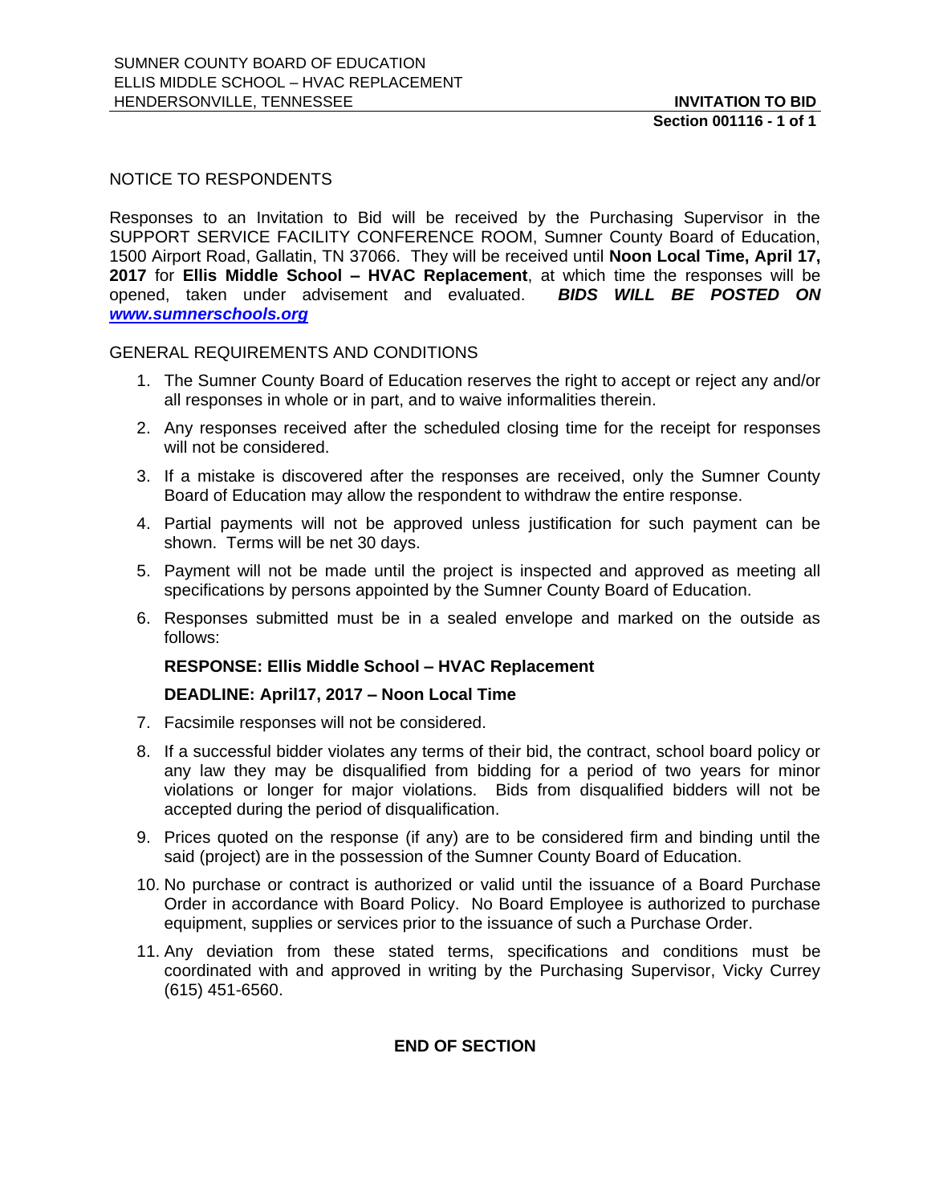SUMNER COUNTY BOARD OF EDUCATION
ELLIS MIDDLE SCHOOL – HVAC REPLACEMENT
HENDERSONVILLE, TENNESSEE

**INVITATION TO BID**
**Section 001116 - 1 of 1**

NOTICE TO RESPONDENTS

Responses to an Invitation to Bid will be received by the Purchasing Supervisor in the SUPPORT SERVICE FACILITY CONFERENCE ROOM, Sumner County Board of Education, 1500 Airport Road, Gallatin, TN 37066. They will be received until **Noon Local Time, April 17, 2017** for **Ellis Middle School – HVAC Replacement**, at which time the responses will be opened, taken under advisement and evaluated. ***BIDS WILL BE POSTED ON [www.sumnerschools.org](http://www.sumnerschools.org)***

GENERAL REQUIREMENTS AND CONDITIONS

1. The Sumner County Board of Education reserves the right to accept or reject any and/or all responses in whole or in part, and to waive informalities therein.
2. Any responses received after the scheduled closing time for the receipt for responses will not be considered.
3. If a mistake is discovered after the responses are received, only the Sumner County Board of Education may allow the respondent to withdraw the entire response.
4. Partial payments will not be approved unless justification for such payment can be shown. Terms will be net 30 days.
5. Payment will not be made until the project is inspected and approved as meeting all specifications by persons appointed by the Sumner County Board of Education.
6. Responses submitted must be in a sealed envelope and marked on the outside as follows:

   **RESPONSE: Ellis Middle School – HVAC Replacement**

   **DEADLINE: April17, 2017 – Noon Local Time**

7. Facsimile responses will not be considered.
8. If a successful bidder violates any terms of their bid, the contract, school board policy or any law they may be disqualified from bidding for a period of two years for minor violations or longer for major violations. Bids from disqualified bidders will not be accepted during the period of disqualification.
9. Prices quoted on the response (if any) are to be considered firm and binding until the said (project) are in the possession of the Sumner County Board of Education.
10. No purchase or contract is authorized or valid until the issuance of a Board Purchase Order in accordance with Board Policy. No Board Employee is authorized to purchase equipment, supplies or services prior to the issuance of such a Purchase Order.
11. Any deviation from these stated terms, specifications and conditions must be coordinated with and approved in writing by the Purchasing Supervisor, Vicky Currey (615) 451-6560.

**END OF SECTION**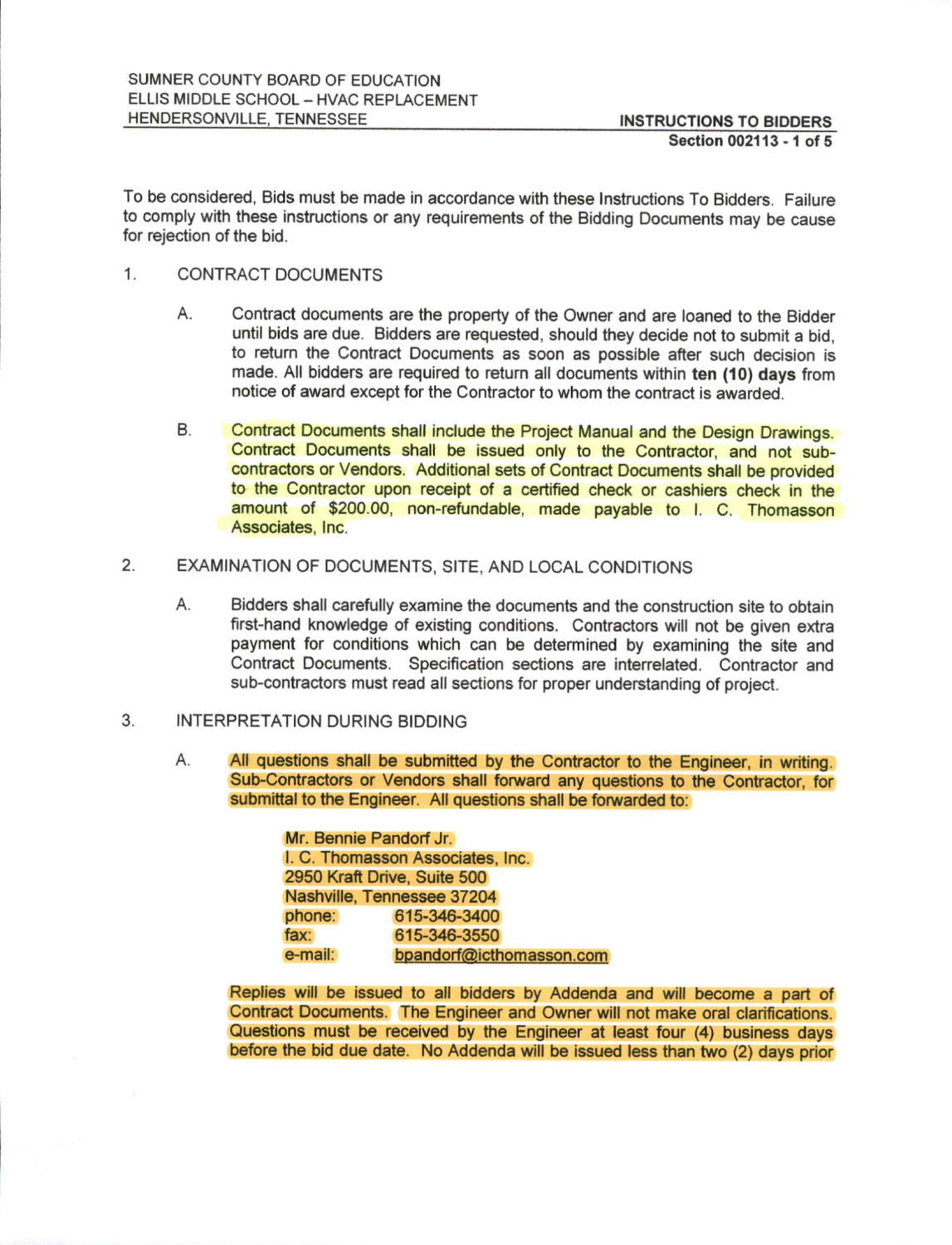To be considered, Bids must be made in accordance with these Instructions To Bidders. Failure to comply with these instructions or any requirements of the Bidding Documents may be cause for rejection of the bid.

1. CONTRACT DOCUMENTS

   A. Contract documents are the property of the Owner and are loaned to the Bidder until bids are due. Bidders are requested, should they decide not to submit a bid, to return the Contract Documents as soon as possible after such decision is made. All bidders are required to return all documents within **ten (10) days** from notice of award except for the Contractor to whom the contract is awarded.

   B. Contract Documents shall include the Project Manual and the Design Drawings. Contract Documents shall be issued only to the Contractor, and not sub-contractors or Vendors. Additional sets of Contract Documents shall be provided to the Contractor upon receipt of a certified check or cashiers check in the amount of $200.00, non-refundable, made payable to I. C. Thomasson Associates, Inc.

2. EXAMINATION OF DOCUMENTS, SITE, AND LOCAL CONDITIONS

   A. Bidders shall carefully examine the documents and the construction site to obtain first-hand knowledge of existing conditions. Contractors will not be given extra payment for conditions which can be determined by examining the site and Contract Documents. Specification sections are interrelated. Contractor and sub-contractors must read all sections for proper understanding of project.

3. INTERPRETATION DURING BIDDING

   A. All questions shall be submitted by the Contractor to the Engineer, in writing. Sub-Contractors or Vendors shall forward any questions to the Contractor, for submittal to the Engineer. All questions shall be forwarded to:

      Mr. Bennie Pandorf Jr.
      I. C. Thomasson Associates, Inc.
      2950 Kraft Drive, Suite 500
      Nashville, Tennessee 37204
      phone: 615-346-3400
      fax: 615-346-3550
      e-mail: bpandorf@icthomasson.com

      Replies will be issued to all bidders by Addenda and will become a part of Contract Documents. The Engineer and Owner will not make oral clarifications. Questions must be received by the Engineer at least four (4) business days before the bid due date. No Addenda will be issued less than two (2) days prior